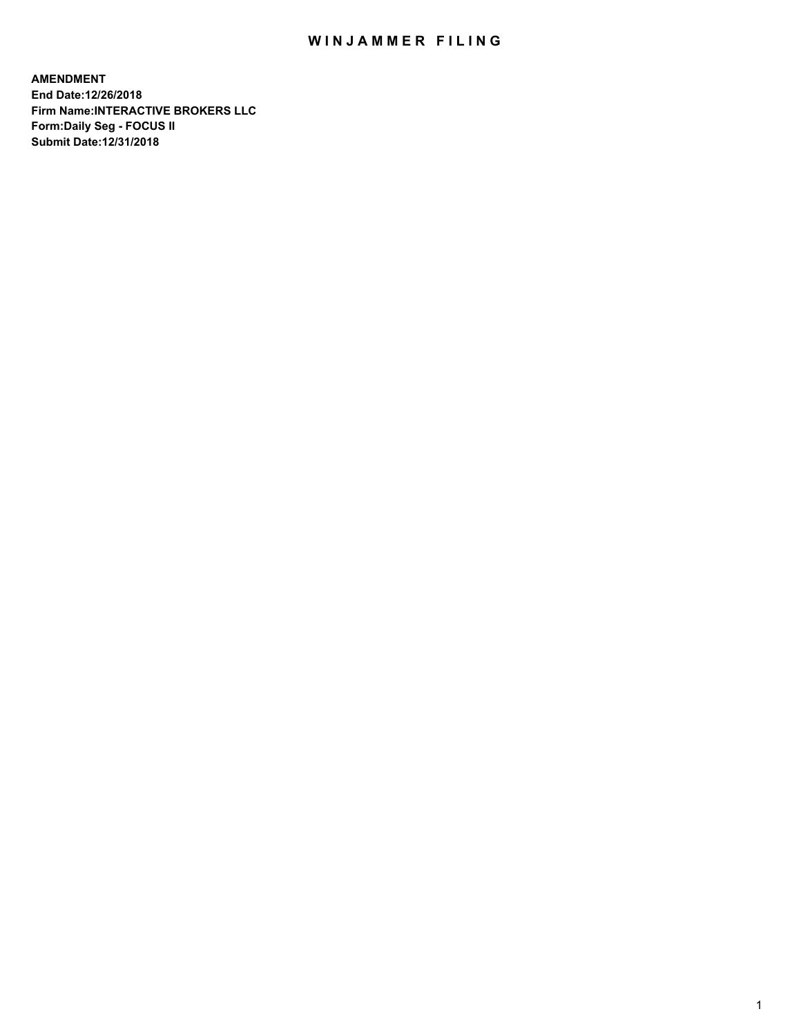# WINJAMMER FILING

**AMENDMENT**
**End Date:12/26/2018**
**Firm Name:INTERACTIVE BROKERS LLC**
**Form:Daily Seg - FOCUS II**
**Submit Date:12/31/2018**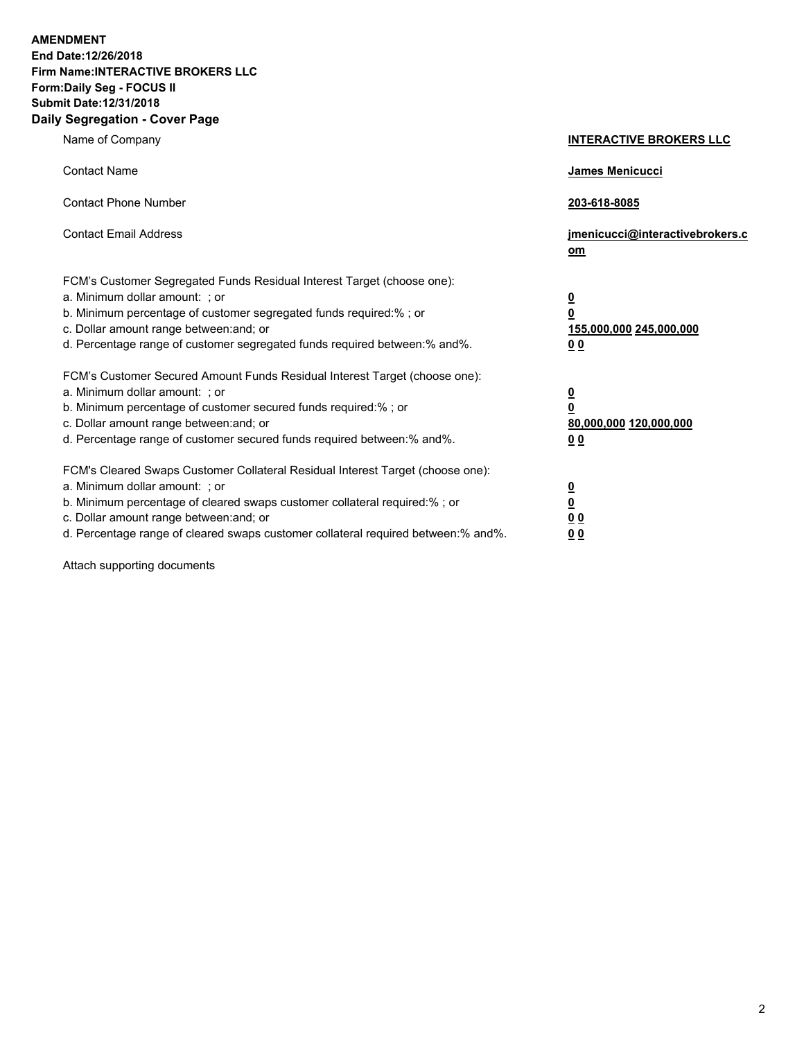**AMENDMENT**
**End Date:12/26/2018**
**Firm Name:INTERACTIVE BROKERS LLC**
**Form:Daily Seg - FOCUS II**
**Submit Date:12/31/2018**

## Daily Segregation - Cover Page

| | |
|---|---|
| Name of Company | **INTERACTIVE BROKERS LLC** |
| Contact Name | **James Menicucci** |
| Contact Phone Number | **203-618-8085** |
| Contact Email Address | **jmenicucci@interactivebrokers.com** |

FCM's Customer Segregated Funds Residual Interest Target (choose one):

| | |
|---|---|
| a. Minimum dollar amount: ; or | **0** |
| b. Minimum percentage of customer segregated funds required:% ; or | **0** |
| c. Dollar amount range between:and; or | **155,000,000 245,000,000** |
| d. Percentage range of customer segregated funds required between:% and%. | **0 0** |

FCM's Customer Secured Amount Funds Residual Interest Target (choose one):

| | |
|---|---|
| a. Minimum dollar amount: ; or | **0** |
| b. Minimum percentage of customer secured funds required:% ; or | **0** |
| c. Dollar amount range between:and; or | **80,000,000 120,000,000** |
| d. Percentage range of customer secured funds required between:% and%. | **0 0** |

FCM's Cleared Swaps Customer Collateral Residual Interest Target (choose one):

| | |
|---|---|
| a. Minimum dollar amount: ; or | **0** |
| b. Minimum percentage of cleared swaps customer collateral required:% ; or | **0** |
| c. Dollar amount range between:and; or | **0 0** |
| d. Percentage range of cleared swaps customer collateral required between:% and%. | **0 0** |

Attach supporting documents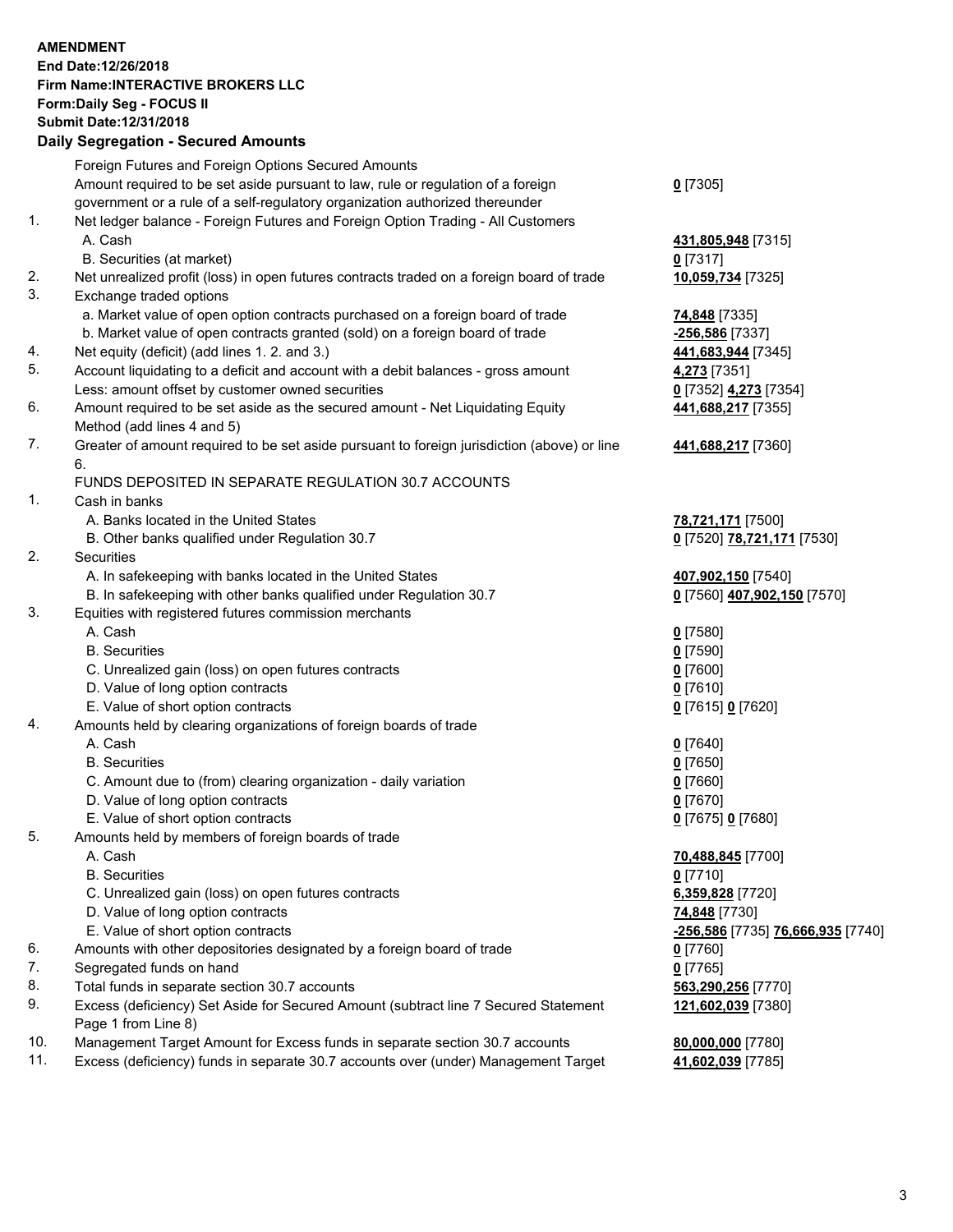**AMENDMENT**
**End Date:12/26/2018**
**Firm Name:INTERACTIVE BROKERS LLC**
**Form:Daily Seg - FOCUS II**
**Submit Date:12/31/2018**
**Daily Segregation - Secured Amounts**

| | | |
|---|---|---|
| | Foreign Futures and Foreign Options Secured Amounts | |
| | Amount required to be set aside pursuant to law, rule or regulation of a foreign government or a rule of a self-regulatory organization authorized thereunder | **0** [7305] |
| 1. | Net ledger balance - Foreign Futures and Foreign Option Trading - All Customers | |
| | A. Cash | **431,805,948** [7315] |
| | B. Securities (at market) | **0** [7317] |
| 2. | Net unrealized profit (loss) in open futures contracts traded on a foreign board of trade | **10,059,734** [7325] |
| 3. | Exchange traded options | |
| | a. Market value of open option contracts purchased on a foreign board of trade | **74,848** [7335] |
| | b. Market value of open contracts granted (sold) on a foreign board of trade | **-256,586** [7337] |
| 4. | Net equity (deficit) (add lines 1. 2. and 3.) | **441,683,944** [7345] |
| 5. | Account liquidating to a deficit and account with a debit balances - gross amount | **4,273** [7351] |
| | Less: amount offset by customer owned securities | **0** [7352] **4,273** [7354] |
| 6. | Amount required to be set aside as the secured amount - Net Liquidating Equity Method (add lines 4 and 5) | **441,688,217** [7355] |
| 7. | Greater of amount required to be set aside pursuant to foreign jurisdiction (above) or line 6. | **441,688,217** [7360] |
| | FUNDS DEPOSITED IN SEPARATE REGULATION 30.7 ACCOUNTS | |
| 1. | Cash in banks | |
| | A. Banks located in the United States | **78,721,171** [7500] |
| | B. Other banks qualified under Regulation 30.7 | **0** [7520] **78,721,171** [7530] |
| 2. | Securities | |
| | A. In safekeeping with banks located in the United States | **407,902,150** [7540] |
| | B. In safekeeping with other banks qualified under Regulation 30.7 | **0** [7560] **407,902,150** [7570] |
| 3. | Equities with registered futures commission merchants | |
| | A. Cash | **0** [7580] |
| | B. Securities | **0** [7590] |
| | C. Unrealized gain (loss) on open futures contracts | **0** [7600] |
| | D. Value of long option contracts | **0** [7610] |
| | E. Value of short option contracts | **0** [7615] **0** [7620] |
| 4. | Amounts held by clearing organizations of foreign boards of trade | |
| | A. Cash | **0** [7640] |
| | B. Securities | **0** [7650] |
| | C. Amount due to (from) clearing organization - daily variation | **0** [7660] |
| | D. Value of long option contracts | **0** [7670] |
| | E. Value of short option contracts | **0** [7675] **0** [7680] |
| 5. | Amounts held by members of foreign boards of trade | |
| | A. Cash | **70,488,845** [7700] |
| | B. Securities | **0** [7710] |
| | C. Unrealized gain (loss) on open futures contracts | **6,359,828** [7720] |
| | D. Value of long option contracts | **74,848** [7730] |
| | E. Value of short option contracts | **-256,586** [7735] **76,666,935** [7740] |
| 6. | Amounts with other depositories designated by a foreign board of trade | **0** [7760] |
| 7. | Segregated funds on hand | **0** [7765] |
| 8. | Total funds in separate section 30.7 accounts | **563,290,256** [7770] |
| 9. | Excess (deficiency) Set Aside for Secured Amount (subtract line 7 Secured Statement Page 1 from Line 8) | **121,602,039** [7380] |
| 10. | Management Target Amount for Excess funds in separate section 30.7 accounts | **80,000,000** [7780] |
| 11. | Excess (deficiency) funds in separate 30.7 accounts over (under) Management Target | **41,602,039** [7785] |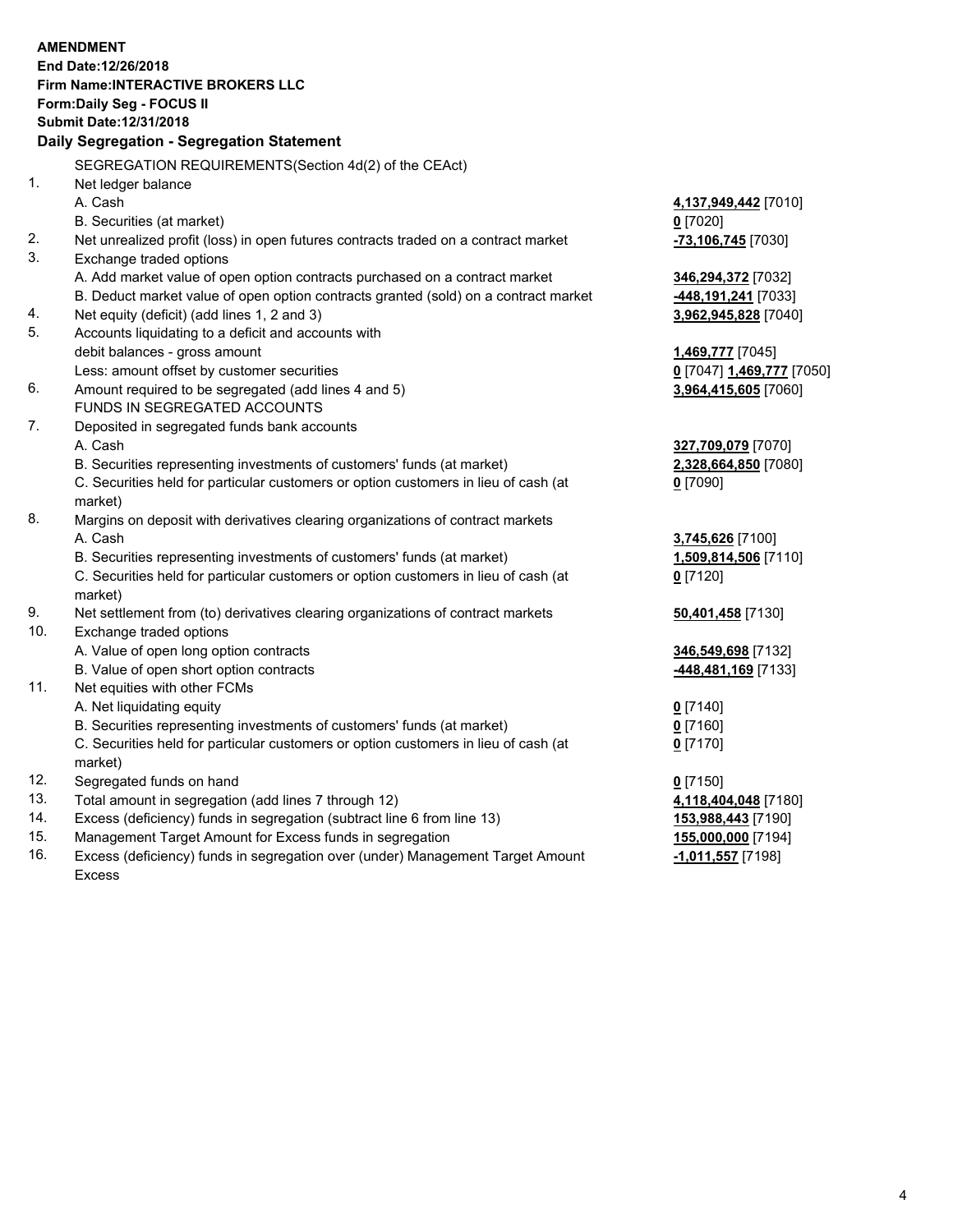**AMENDMENT**
**End Date:12/26/2018**
**Firm Name:INTERACTIVE BROKERS LLC**
**Form:Daily Seg - FOCUS II**
**Submit Date:12/31/2018**

## Daily Segregation - Segregation Statement

| | | |
|---|---|---|
| | SEGREGATION REQUIREMENTS(Section 4d(2) of the CEAct) | |
| 1. | Net ledger balance | |
| | A. Cash | **4,137,949,442** [7010] |
| | B. Securities (at market) | **0** [7020] |
| 2. | Net unrealized profit (loss) in open futures contracts traded on a contract market | **-73,106,745** [7030] |
| 3. | Exchange traded options | |
| | A. Add market value of open option contracts purchased on a contract market | **346,294,372** [7032] |
| | B. Deduct market value of open option contracts granted (sold) on a contract market | **-448,191,241** [7033] |
| 4. | Net equity (deficit) (add lines 1, 2 and 3) | **3,962,945,828** [7040] |
| 5. | Accounts liquidating to a deficit and accounts with | |
| | debit balances - gross amount | **1,469,777** [7045] |
| | Less: amount offset by customer securities | **0** [7047] **1,469,777** [7050] |
| 6. | Amount required to be segregated (add lines 4 and 5) | **3,964,415,605** [7060] |
| | FUNDS IN SEGREGATED ACCOUNTS | |
| 7. | Deposited in segregated funds bank accounts | |
| | A. Cash | **327,709,079** [7070] |
| | B. Securities representing investments of customers' funds (at market) | **2,328,664,850** [7080] |
| | C. Securities held for particular customers or option customers in lieu of cash (at market) | **0** [7090] |
| 8. | Margins on deposit with derivatives clearing organizations of contract markets | |
| | A. Cash | **3,745,626** [7100] |
| | B. Securities representing investments of customers' funds (at market) | **1,509,814,506** [7110] |
| | C. Securities held for particular customers or option customers in lieu of cash (at market) | **0** [7120] |
| 9. | Net settlement from (to) derivatives clearing organizations of contract markets | **50,401,458** [7130] |
| 10. | Exchange traded options | |
| | A. Value of open long option contracts | **346,549,698** [7132] |
| | B. Value of open short option contracts | **-448,481,169** [7133] |
| 11. | Net equities with other FCMs | |
| | A. Net liquidating equity | **0** [7140] |
| | B. Securities representing investments of customers' funds (at market) | **0** [7160] |
| | C. Securities held for particular customers or option customers in lieu of cash (at market) | **0** [7170] |
| 12. | Segregated funds on hand | **0** [7150] |
| 13. | Total amount in segregation (add lines 7 through 12) | **4,118,404,048** [7180] |
| 14. | Excess (deficiency) funds in segregation (subtract line 6 from line 13) | **153,988,443** [7190] |
| 15. | Management Target Amount for Excess funds in segregation | **155,000,000** [7194] |
| 16. | Excess (deficiency) funds in segregation over (under) Management Target Amount Excess | **-1,011,557** [7198] |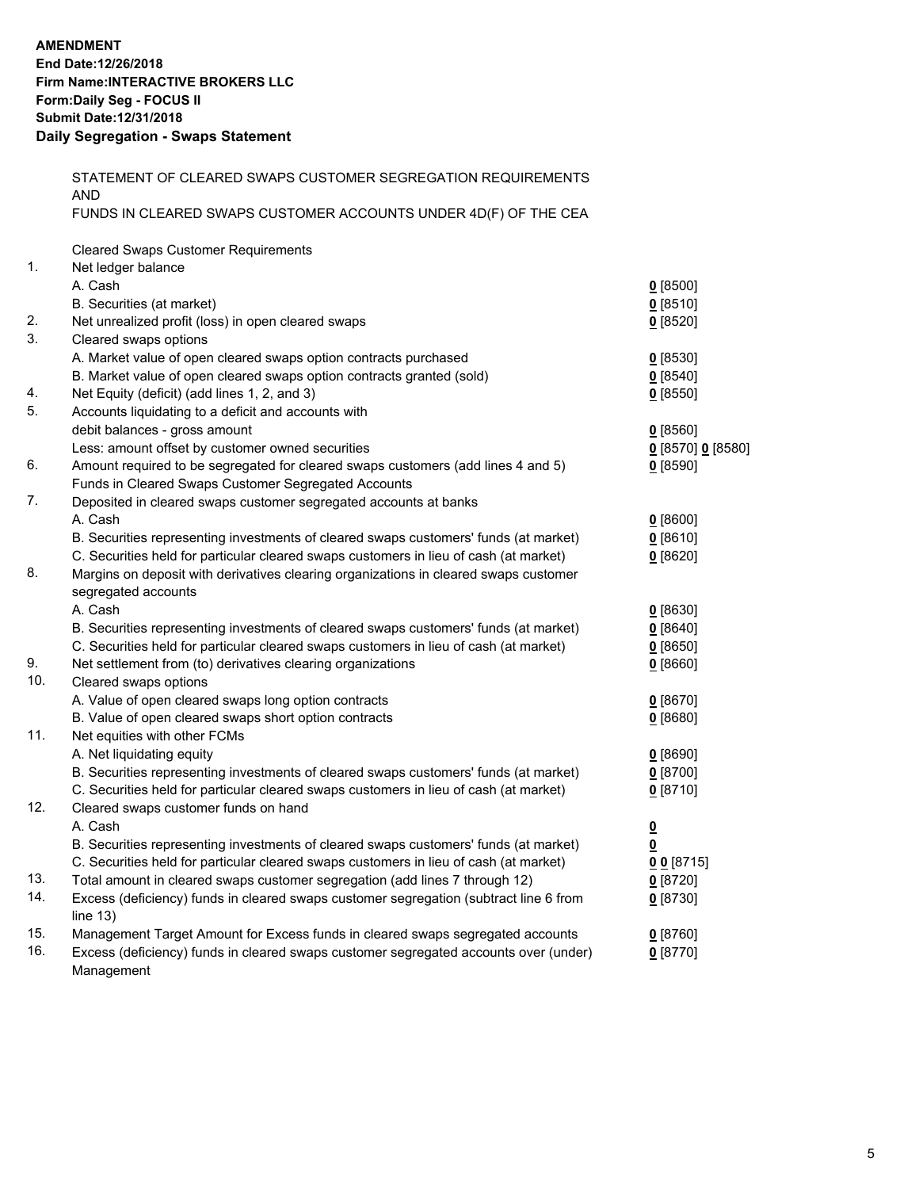**AMENDMENT**
**End Date:12/26/2018**
**Firm Name:INTERACTIVE BROKERS LLC**
**Form:Daily Seg - FOCUS II**
**Submit Date:12/31/2018**
**Daily Segregation - Swaps Statement**

STATEMENT OF CLEARED SWAPS CUSTOMER SEGREGATION REQUIREMENTS AND FUNDS IN CLEARED SWAPS CUSTOMER ACCOUNTS UNDER 4D(F) OF THE CEA

| | | |
|---|---|---|
| | Cleared Swaps Customer Requirements | |
| 1. | Net ledger balance | |
| | A. Cash | 0 [8500] |
| | B. Securities (at market) | 0 [8510] |
| 2. | Net unrealized profit (loss) in open cleared swaps | 0 [8520] |
| 3. | Cleared swaps options | |
| | A. Market value of open cleared swaps option contracts purchased | 0 [8530] |
| | B. Market value of open cleared swaps option contracts granted (sold) | 0 [8540] |
| 4. | Net Equity (deficit) (add lines 1, 2, and 3) | 0 [8550] |
| 5. | Accounts liquidating to a deficit and accounts with debit balances - gross amount | 0 [8560] |
| | Less: amount offset by customer owned securities | 0 [8570] 0 [8580] |
| 6. | Amount required to be segregated for cleared swaps customers (add lines 4 and 5) | 0 [8590] |
| | Funds in Cleared Swaps Customer Segregated Accounts | |
| 7. | Deposited in cleared swaps customer segregated accounts at banks | |
| | A. Cash | 0 [8600] |
| | B. Securities representing investments of cleared swaps customers' funds (at market) | 0 [8610] |
| | C. Securities held for particular cleared swaps customers in lieu of cash (at market) | 0 [8620] |
| 8. | Margins on deposit with derivatives clearing organizations in cleared swaps customer segregated accounts | |
| | A. Cash | 0 [8630] |
| | B. Securities representing investments of cleared swaps customers' funds (at market) | 0 [8640] |
| | C. Securities held for particular cleared swaps customers in lieu of cash (at market) | 0 [8650] |
| 9. | Net settlement from (to) derivatives clearing organizations | 0 [8660] |
| 10. | Cleared swaps options | |
| | A. Value of open cleared swaps long option contracts | 0 [8670] |
| | B. Value of open cleared swaps short option contracts | 0 [8680] |
| 11. | Net equities with other FCMs | |
| | A. Net liquidating equity | 0 [8690] |
| | B. Securities representing investments of cleared swaps customers' funds (at market) | 0 [8700] |
| | C. Securities held for particular cleared swaps customers in lieu of cash (at market) | 0 [8710] |
| 12. | Cleared swaps customer funds on hand | |
| | A. Cash | 0 |
| | B. Securities representing investments of cleared swaps customers' funds (at market) | 0 |
| | C. Securities held for particular cleared swaps customers in lieu of cash (at market) | 0 0 [8715] |
| 13. | Total amount in cleared swaps customer segregation (add lines 7 through 12) | 0 [8720] |
| 14. | Excess (deficiency) funds in cleared swaps customer segregation (subtract line 6 from line 13) | 0 [8730] |
| 15. | Management Target Amount for Excess funds in cleared swaps segregated accounts | 0 [8760] |
| 16. | Excess (deficiency) funds in cleared swaps customer segregated accounts over (under) Management | 0 [8770] |